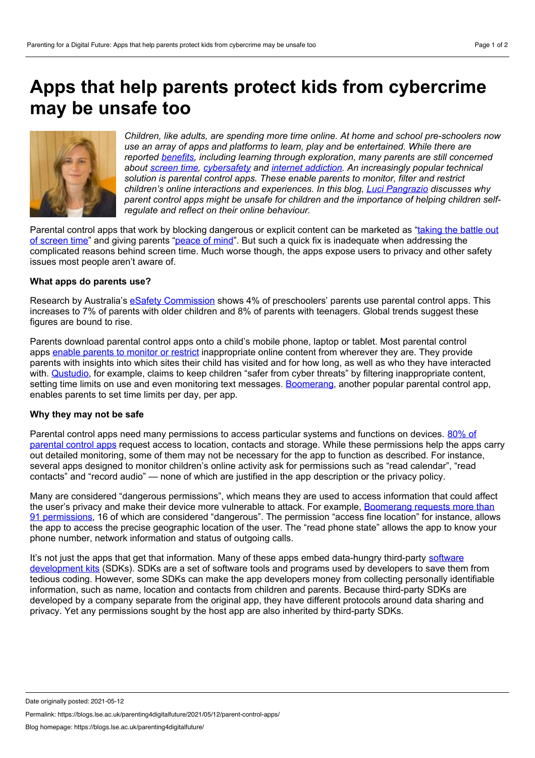# Apps that help parents protect kids from cybercrime may be unsafe too

*Children, like adults, are spending more time online. At home and school pre-schoolers now use an array of apps and platforms to learn, play and be entertained. While there are reported benefits, including learning through exploration, many parents are still concerned about screen time, cybersafety and internet addiction. An increasingly popular technical solution is parental control apps. These enable parents to monitor, filter and restrict children's online interactions and experiences. In this blog, Luci Pangrazio discusses why parent control apps might be unsafe for children and the importance of helping children self-regulate and reflect on their online behaviour.*

Parental control apps that work by blocking dangerous or explicit content can be marketed as "taking the battle out of screen time" and giving parents "peace of mind". But such a quick fix is inadequate when addressing the complicated reasons behind screen time. Much worse though, the apps expose users to privacy and other safety issues most people aren't aware of.

**What apps do parents use?**

Research by Australia's eSafety Commission shows 4% of preschoolers' parents use parental control apps. This increases to 7% of parents with older children and 8% of parents with teenagers. Global trends suggest these figures are bound to rise.

Parents download parental control apps onto a child's mobile phone, laptop or tablet. Most parental control apps enable parents to monitor or restrict inappropriate online content from wherever they are. They provide parents with insights into which sites their child has visited and for how long, as well as who they have interacted with. Qustudio, for example, claims to keep children "safer from cyber threats" by filtering inappropriate content, setting time limits on use and even monitoring text messages. Boomerang, another popular parental control app, enables parents to set time limits per day, per app.

**Why they may not be safe**

Parental control apps need many permissions to access particular systems and functions on devices. 80% of parental control apps request access to location, contacts and storage. While these permissions help the apps carry out detailed monitoring, some of them may not be necessary for the app to function as described. For instance, several apps designed to monitor children's online activity ask for permissions such as "read calendar", "read contacts" and "record audio" — none of which are justified in the app description or the privacy policy.

Many are considered "dangerous permissions", which means they are used to access information that could affect the user's privacy and make their device more vulnerable to attack. For example, Boomerang requests more than 91 permissions, 16 of which are considered "dangerous". The permission "access fine location" for instance, allows the app to access the precise geographic location of the user. The "read phone state" allows the app to know your phone number, network information and status of outgoing calls.

It's not just the apps that get that information. Many of these apps embed data-hungry third-party software development kits (SDKs). SDKs are a set of software tools and programs used by developers to save them from tedious coding. However, some SDKs can make the app developers money from collecting personally identifiable information, such as name, location and contacts from children and parents. Because third-party SDKs are developed by a company separate from the original app, they have different protocols around data sharing and privacy. Yet any permissions sought by the host app are also inherited by third-party SDKs.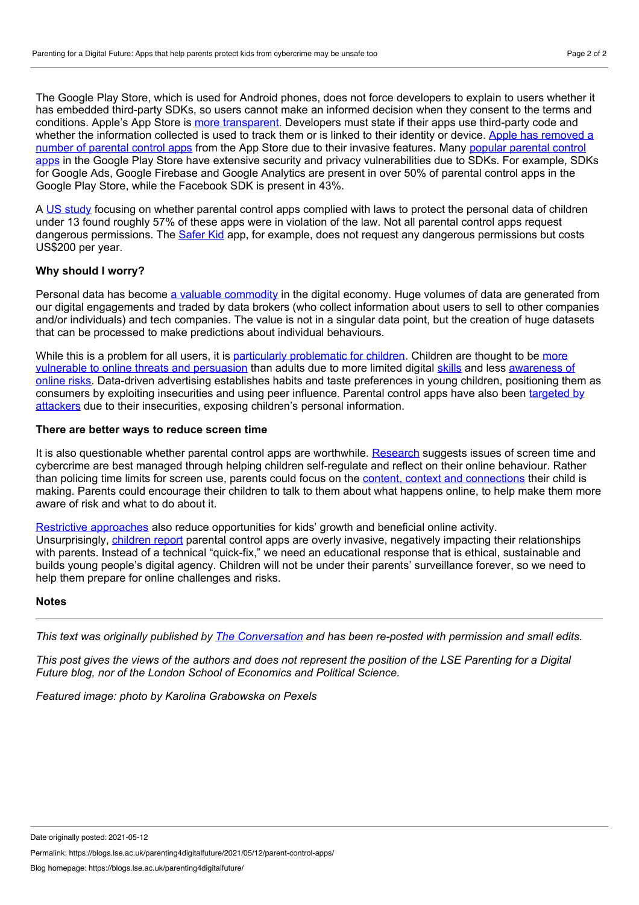The Google Play Store, which is used for Android phones, does not force developers to explain to users whether it has embedded third-party SDKs, so users cannot make an informed decision when they consent to the terms and conditions. Apple's App Store is more transparent. Developers must state if their apps use third-party code and whether the information collected is used to track them or is linked to their identity or device. Apple has removed a number of parental control apps from the App Store due to their invasive features. Many popular parental control apps in the Google Play Store have extensive security and privacy vulnerabilities due to SDKs. For example, SDKs for Google Ads, Google Firebase and Google Analytics are present in over 50% of parental control apps in the Google Play Store, while the Facebook SDK is present in 43%.

A US study focusing on whether parental control apps complied with laws to protect the personal data of children under 13 found roughly 57% of these apps were in violation of the law. Not all parental control apps request dangerous permissions. The Safer Kid app, for example, does not request any dangerous permissions but costs US$200 per year.

### Why should I worry?

Personal data has become a valuable commodity in the digital economy. Huge volumes of data are generated from our digital engagements and traded by data brokers (who collect information about users to sell to other companies and/or individuals) and tech companies. The value is not in a singular data point, but the creation of huge datasets that can be processed to make predictions about individual behaviours.

While this is a problem for all users, it is particularly problematic for children. Children are thought to be more vulnerable to online threats and persuasion than adults due to more limited digital skills and less awareness of online risks. Data-driven advertising establishes habits and taste preferences in young children, positioning them as consumers by exploiting insecurities and using peer influence. Parental control apps have also been targeted by attackers due to their insecurities, exposing children's personal information.

### There are better ways to reduce screen time

It is also questionable whether parental control apps are worthwhile. Research suggests issues of screen time and cybercrime are best managed through helping children self-regulate and reflect on their online behaviour. Rather than policing time limits for screen use, parents could focus on the content, context and connections their child is making. Parents could encourage their children to talk to them about what happens online, to help make them more aware of risk and what to do about it.

Restrictive approaches also reduce opportunities for kids' growth and beneficial online activity. Unsurprisingly, children report parental control apps are overly invasive, negatively impacting their relationships with parents. Instead of a technical "quick-fix," we need an educational response that is ethical, sustainable and builds young people's digital agency. Children will not be under their parents' surveillance forever, so we need to help them prepare for online challenges and risks.

### Notes

---

*This text was originally published by The Conversation and has been re-posted with permission and small edits.*

*This post gives the views of the authors and does not represent the position of the LSE Parenting for a Digital Future blog, nor of the London School of Economics and Political Science.*

*Featured image: photo by Karolina Grabowska on Pexels*

Date originally posted: 2021-05-12

Permalink: https://blogs.lse.ac.uk/parenting4digitalfuture/2021/05/12/parent-control-apps/

Blog homepage: https://blogs.lse.ac.uk/parenting4digitalfuture/